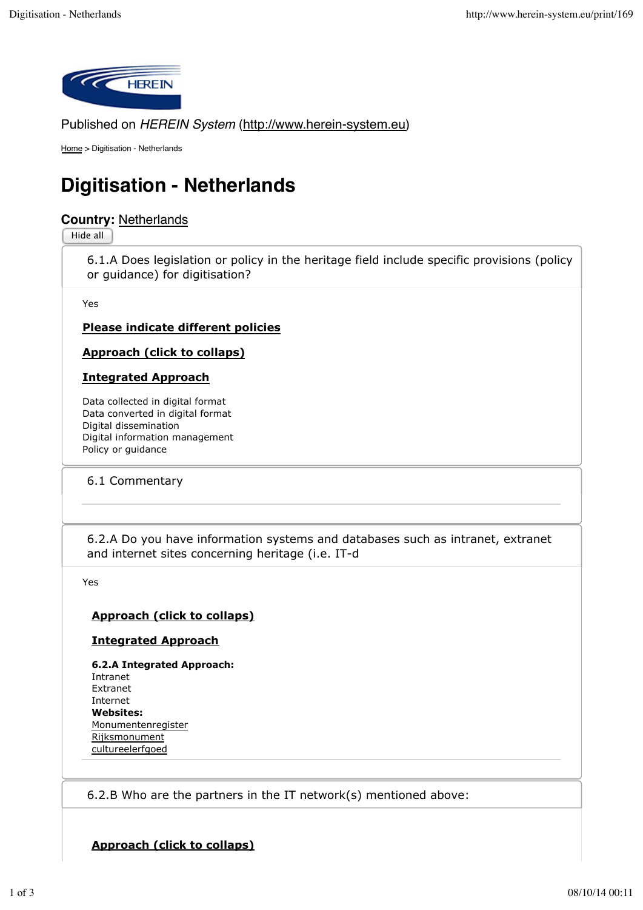Published on *HEREIN System* (http://www.herein-system.eu)

Home > Digitisation - Netherlands

# Digitisation - Netherlands

**Country:** Netherlands

Hide all

6.1.A Does legislation or policy in the heritage field include specific provisions (policy or guidance) for digitisation?

Yes

**Please indicate different policies**

**Approach (click to collaps)**

**Integrated Approach**

Data collected in digital format
Data converted in digital format
Digital dissemination
Digital information management
Policy or guidance

6.1 Commentary

6.2.A Do you have information systems and databases such as intranet, extranet and internet sites concerning heritage (i.e. IT-d

Yes

**Approach (click to collaps)**

**Integrated Approach**

**6.2.A Integrated Approach:**
Intranet
Extranet
Internet
**Websites:**
Monumentenregister
Rijksmonument
cultureelerfgoed

6.2.B Who are the partners in the IT network(s) mentioned above:

**Approach (click to collaps)**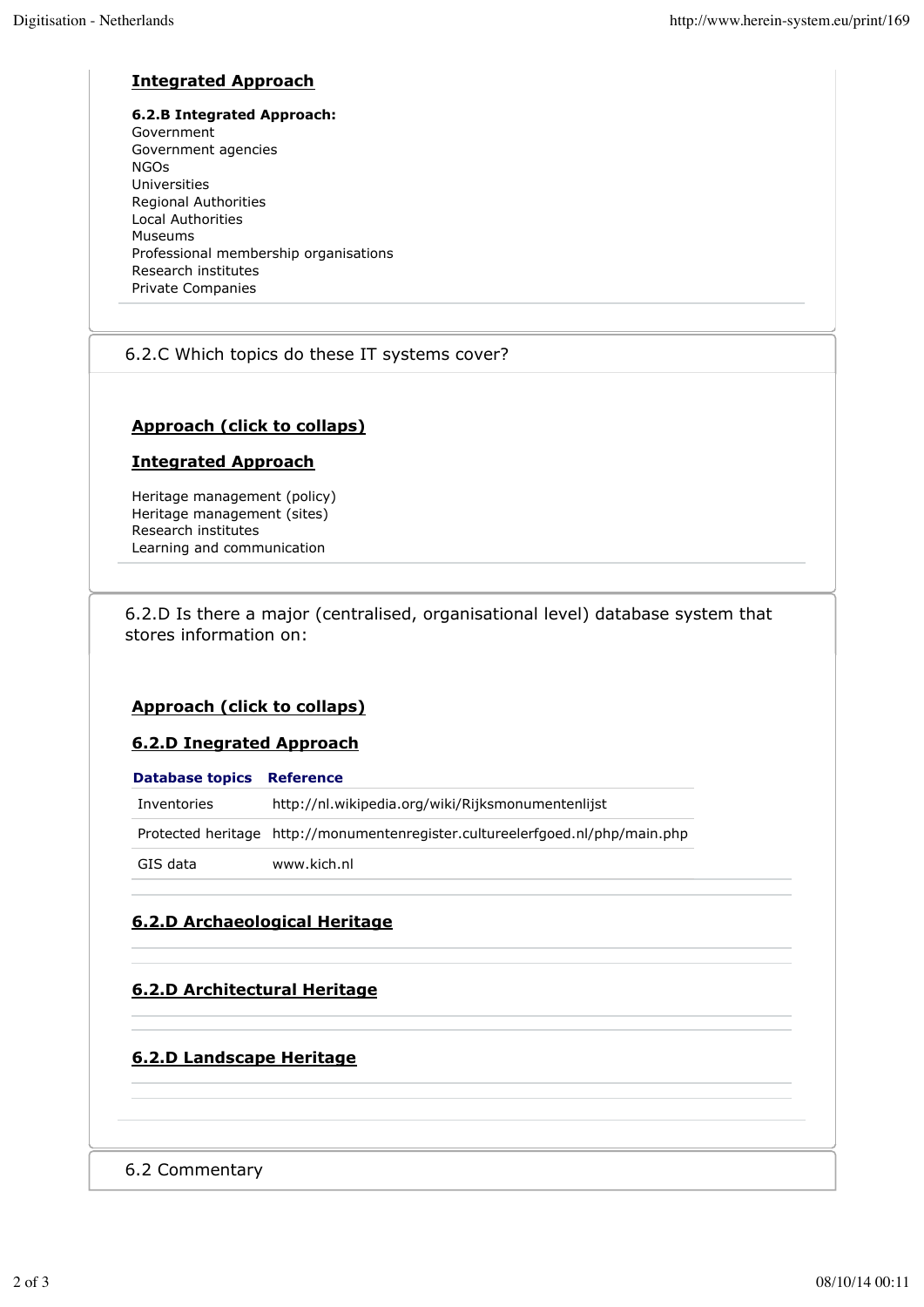**Integrated Approach**

**6.2.B Integrated Approach:**
Government
Government agencies
NGOs
Universities
Regional Authorities
Local Authorities
Museums
Professional membership organisations
Research institutes
Private Companies

6.2.C Which topics do these IT systems cover?

**Approach (click to collaps)**

**Integrated Approach**

Heritage management (policy)
Heritage management (sites)
Research institutes
Learning and communication

6.2.D Is there a major (centralised, organisational level) database system that stores information on:

**Approach (click to collaps)**

**6.2.D Inegrated Approach**

| Database topics | Reference |
|---|---|
| Inventories | http://nl.wikipedia.org/wiki/Rijksmonumentenlijst |
| Protected heritage | http://monumentenregister.cultureelerfgoed.nl/php/main.php |
| GIS data | www.kich.nl |

**6.2.D Archaeological Heritage**

**6.2.D Architectural Heritage**

**6.2.D Landscape Heritage**

6.2 Commentary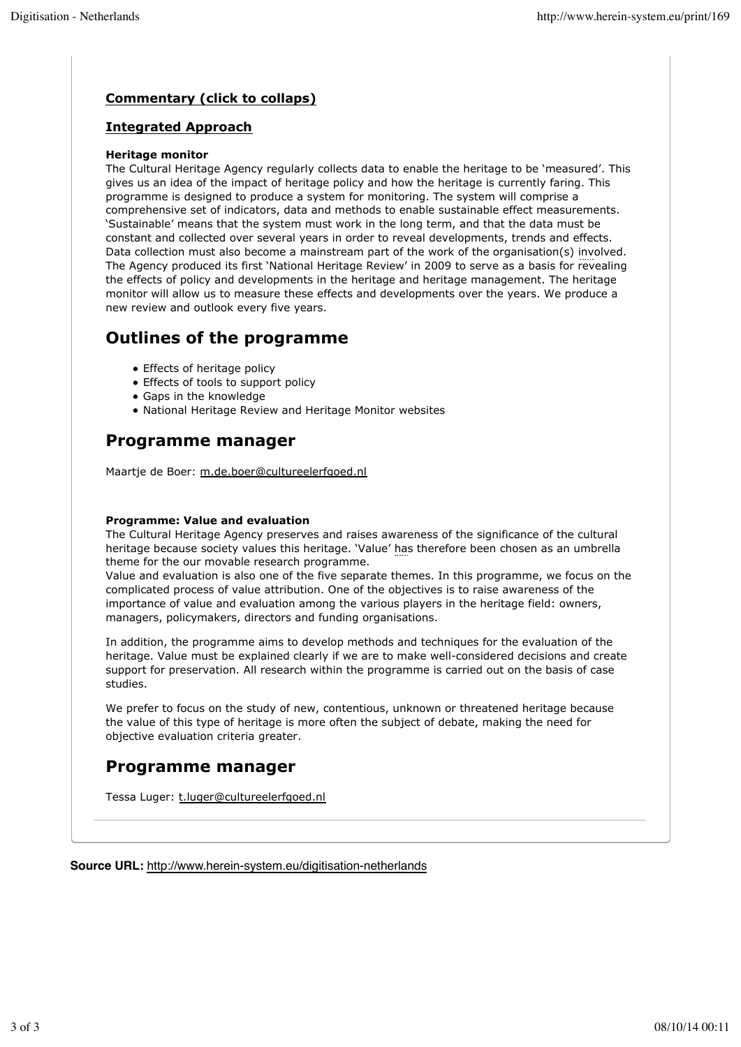**Commentary (click to collaps)**

**Integrated Approach**

**Heritage monitor**

The Cultural Heritage Agency regularly collects data to enable the heritage to be 'measured'. This gives us an idea of the impact of heritage policy and how the heritage is currently faring. This programme is designed to produce a system for monitoring. The system will comprise a comprehensive set of indicators, data and methods to enable sustainable effect measurements. 'Sustainable' means that the system must work in the long term, and that the data must be constant and collected over several years in order to reveal developments, trends and effects. Data collection must also become a mainstream part of the work of the organisation(s) involved. The Agency produced its first 'National Heritage Review' in 2009 to serve as a basis for revealing the effects of policy and developments in the heritage and heritage management. The heritage monitor will allow us to measure these effects and developments over the years. We produce a new review and outlook every five years.

# Outlines of the programme

- Effects of heritage policy
- Effects of tools to support policy
- Gaps in the knowledge
- National Heritage Review and Heritage Monitor websites

# Programme manager

Maartje de Boer: m.de.boer@cultureelerfgoed.nl

**Programme: Value and evaluation**

The Cultural Heritage Agency preserves and raises awareness of the significance of the cultural heritage because society values this heritage. 'Value' has therefore been chosen as an umbrella theme for the our movable research programme.
Value and evaluation is also one of the five separate themes. In this programme, we focus on the complicated process of value attribution. One of the objectives is to raise awareness of the importance of value and evaluation among the various players in the heritage field: owners, managers, policymakers, directors and funding organisations.

In addition, the programme aims to develop methods and techniques for the evaluation of the heritage. Value must be explained clearly if we are to make well-considered decisions and create support for preservation. All research within the programme is carried out on the basis of case studies.

We prefer to focus on the study of new, contentious, unknown or threatened heritage because the value of this type of heritage is more often the subject of debate, making the need for objective evaluation criteria greater.

# Programme manager

Tessa Luger: t.luger@cultureelerfgoed.nl

**Source URL:** http://www.herein-system.eu/digitisation-netherlands